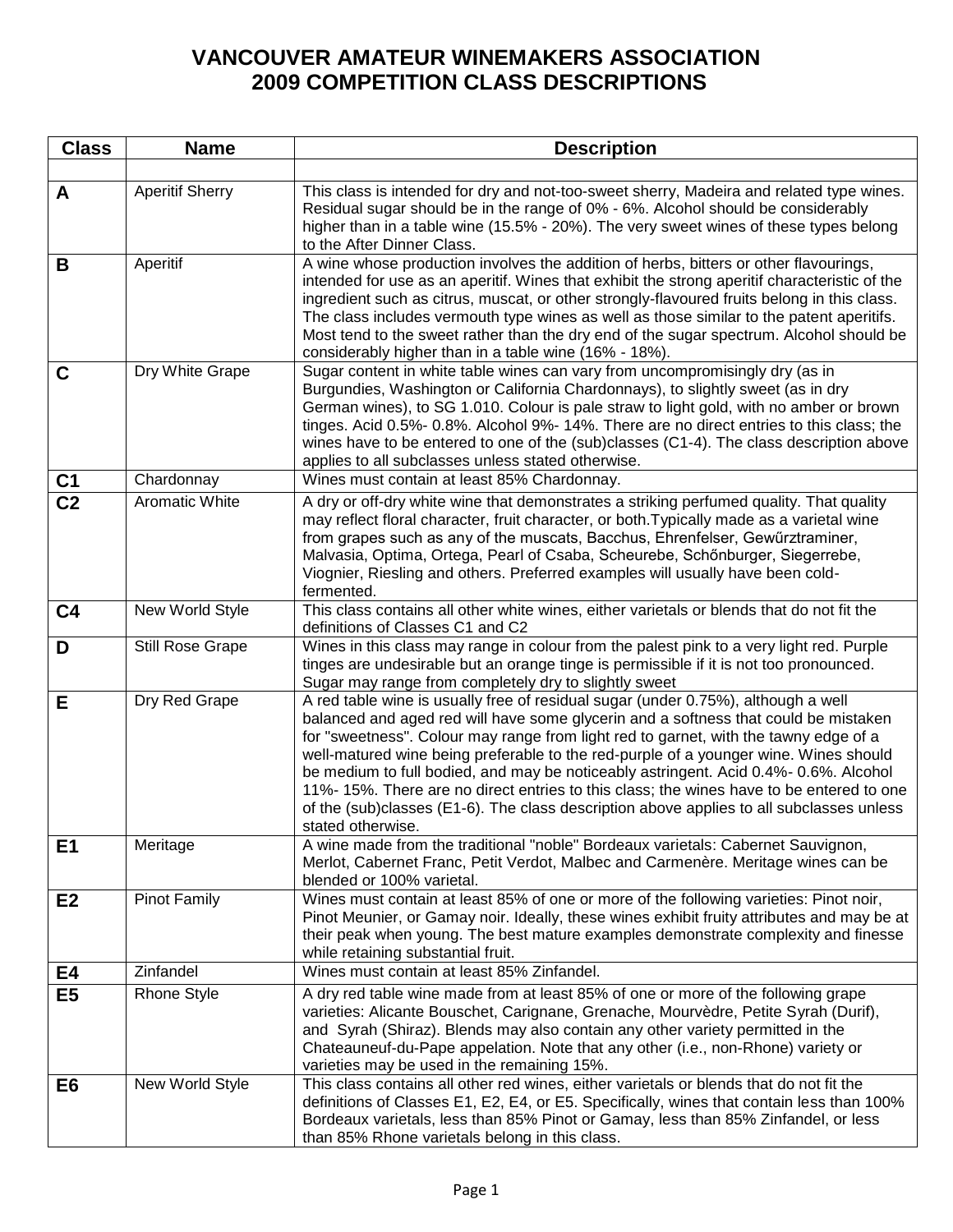# VANCOUVER AMATEUR WINEMAKERS ASSOCIATION
# 2009 COMPETITION CLASS DESCRIPTIONS

| Class | Name | Description |
|---|---|---|
| | | |
| **A** | Aperitif Sherry | This class is intended for dry and not-too-sweet sherry, Madeira and related type wines. Residual sugar should be in the range of 0% - 6%. Alcohol should be considerably higher than in a table wine (15.5% - 20%). The very sweet wines of these types belong to the After Dinner Class. |
| **B** | Aperitif | A wine whose production involves the addition of herbs, bitters or other flavourings, intended for use as an aperitif. Wines that exhibit the strong aperitif characteristic of the ingredient such as citrus, muscat, or other strongly-flavoured fruits belong in this class. The class includes vermouth type wines as well as those similar to the patent aperitifs. Most tend to the sweet rather than the dry end of the sugar spectrum. Alcohol should be considerably higher than in a table wine (16% - 18%). |
| **C** | Dry White Grape | Sugar content in white table wines can vary from uncompromisingly dry (as in Burgundies, Washington or California Chardonnays), to slightly sweet (as in dry German wines), to SG 1.010. Colour is pale straw to light gold, with no amber or brown tinges. Acid 0.5%- 0.8%. Alcohol 9%- 14%. There are no direct entries to this class; the wines have to be entered to one of the (sub)classes (C1-4). The class description above applies to all subclasses unless stated otherwise. |
| **C1** | Chardonnay | Wines must contain at least 85% Chardonnay. |
| **C2** | Aromatic White | A dry or off-dry white wine that demonstrates a striking perfumed quality. That quality may reflect floral character, fruit character, or both.Typically made as a varietal wine from grapes such as any of the muscats, Bacchus, Ehrenfelser, Gewűrztraminer, Malvasia, Optima, Ortega, Pearl of Csaba, Scheurebe, Schőnburger, Siegerrebe, Viognier, Riesling and others. Preferred examples will usually have been cold-fermented. |
| **C4** | New World Style | This class contains all other white wines, either varietals or blends that do not fit the definitions of Classes C1 and C2 |
| **D** | Still Rose Grape | Wines in this class may range in colour from the palest pink to a very light red. Purple tinges are undesirable but an orange tinge is permissible if it is not too pronounced. Sugar may range from completely dry to slightly sweet |
| **E** | Dry Red Grape | A red table wine is usually free of residual sugar (under 0.75%), although a well balanced and aged red will have some glycerin and a softness that could be mistaken for "sweetness". Colour may range from light red to garnet, with the tawny edge of a well-matured wine being preferable to the red-purple of a younger wine. Wines should be medium to full bodied, and may be noticeably astringent. Acid 0.4%- 0.6%. Alcohol 11%- 15%. There are no direct entries to this class; the wines have to be entered to one of the (sub)classes (E1-6). The class description above applies to all subclasses unless stated otherwise. |
| **E1** | Meritage | A wine made from the traditional "noble" Bordeaux varietals: Cabernet Sauvignon, Merlot, Cabernet Franc, Petit Verdot, Malbec and Carmenère. Meritage wines can be blended or 100% varietal. |
| **E2** | Pinot Family | Wines must contain at least 85% of one or more of the following varieties: Pinot noir, Pinot Meunier, or Gamay noir. Ideally, these wines exhibit fruity attributes and may be at their peak when young. The best mature examples demonstrate complexity and finesse while retaining substantial fruit. |
| **E4** | Zinfandel | Wines must contain at least 85% Zinfandel. |
| **E5** | Rhone Style | A dry red table wine made from at least 85% of one or more of the following grape varieties: Alicante Bouschet, Carignane, Grenache, Mourvèdre, Petite Syrah (Durif), and Syrah (Shiraz). Blends may also contain any other variety permitted in the Chateauneuf-du-Pape appelation. Note that any other (i.e., non-Rhone) variety or varieties may be used in the remaining 15%. |
| **E6** | New World Style | This class contains all other red wines, either varietals or blends that do not fit the definitions of Classes E1, E2, E4, or E5. Specifically, wines that contain less than 100% Bordeaux varietals, less than 85% Pinot or Gamay, less than 85% Zinfandel, or less than 85% Rhone varietals belong in this class. |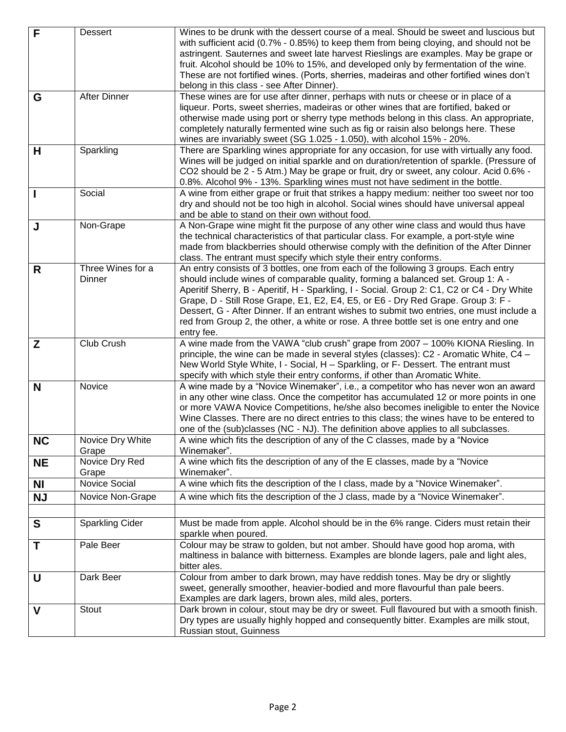| | | |
|---|---|---|
| **F** | Dessert | Wines to be drunk with the dessert course of a meal. Should be sweet and luscious but with sufficient acid (0.7% - 0.85%) to keep them from being cloying, and should not be astringent. Sauternes and sweet late harvest Rieslings are examples. May be grape or fruit. Alcohol should be 10% to 15%, and developed only by fermentation of the wine. These are not fortified wines. (Ports, sherries, madeiras and other fortified wines don't belong in this class - see After Dinner). |
| **G** | After Dinner | These wines are for use after dinner, perhaps with nuts or cheese or in place of a liqueur. Ports, sweet sherries, madeiras or other wines that are fortified, baked or otherwise made using port or sherry type methods belong in this class. An appropriate, completely naturally fermented wine such as fig or raisin also belongs here. These wines are invariably sweet (SG 1.025 - 1.050), with alcohol 15% - 20%. |
| **H** | Sparkling | There are Sparkling wines appropriate for any occasion, for use with virtually any food. Wines will be judged on initial sparkle and on duration/retention of sparkle. (Pressure of $CO_2$ should be 2 - 5 Atm.) May be grape or fruit, dry or sweet, any colour. Acid 0.6% - 0.8%. Alcohol 9% - 13%. Sparkling wines must not have sediment in the bottle. |
| **I** | Social | A wine from either grape or fruit that strikes a happy medium: neither too sweet nor too dry and should not be too high in alcohol. Social wines should have universal appeal and be able to stand on their own without food. |
| **J** | Non-Grape | A Non-Grape wine might fit the purpose of any other wine class and would thus have the technical characteristics of that particular class. For example, a port-style wine made from blackberries should otherwise comply with the definition of the After Dinner class. The entrant must specify which style their entry conforms. |
| **R** | Three Wines for a Dinner | An entry consists of 3 bottles, one from each of the following 3 groups. Each entry should include wines of comparable quality, forming a balanced set. Group 1: A - Aperitif Sherry, B - Aperitif, H - Sparkling, I - Social. Group 2: C1, C2 or C4 - Dry White Grape, D - Still Rose Grape, E1, E2, E4, E5, or E6 - Dry Red Grape. Group 3: F - Dessert, G - After Dinner. If an entrant wishes to submit two entries, one must include a red from Group 2, the other, a white or rose. A three bottle set is one entry and one entry fee. |
| **Z** | Club Crush | A wine made from the VAWA "club crush" grape from 2007 – 100% KIONA Riesling. In principle, the wine can be made in several styles (classes): C2 - Aromatic White, C4 – New World Style White, I - Social, H – Sparkling, or F- Dessert. The entrant must specify with which style their entry conforms, if other than Aromatic White. |
| **N** | Novice | A wine made by a "Novice Winemaker", i.e., a competitor who has never won an award in any other wine class. Once the competitor has accumulated 12 or more points in one or more VAWA Novice Competitions, he/she also becomes ineligible to enter the Novice Wine Classes. There are no direct entries to this class; the wines have to be entered to one of the (sub)classes (NC - NJ). The definition above applies to all subclasses. |
| **NC** | Novice Dry White Grape | A wine which fits the description of any of the C classes, made by a "Novice Winemaker". |
| **NE** | Novice Dry Red Grape | A wine which fits the description of any of the E classes, made by a "Novice Winemaker". |
| **NI** | Novice Social | A wine which fits the description of the I class, made by a "Novice Winemaker". |
| **NJ** | Novice Non-Grape | A wine which fits the description of the J class, made by a "Novice Winemaker". |
| | | |
| **S** | Sparkling Cider | Must be made from apple. Alcohol should be in the 6% range. Ciders must retain their sparkle when poured. |
| **T** | Pale Beer | Colour may be straw to golden, but not amber. Should have good hop aroma, with maltiness in balance with bitterness. Examples are blonde lagers, pale and light ales, bitter ales. |
| **U** | Dark Beer | Colour from amber to dark brown, may have reddish tones. May be dry or slightly sweet, generally smoother, heavier-bodied and more flavourful than pale beers. Examples are dark lagers, brown ales, mild ales, porters. |
| **V** | Stout | Dark brown in colour, stout may be dry or sweet. Full flavoured but with a smooth finish. Dry types are usually highly hopped and consequently bitter. Examples are milk stout, Russian stout, Guinness |